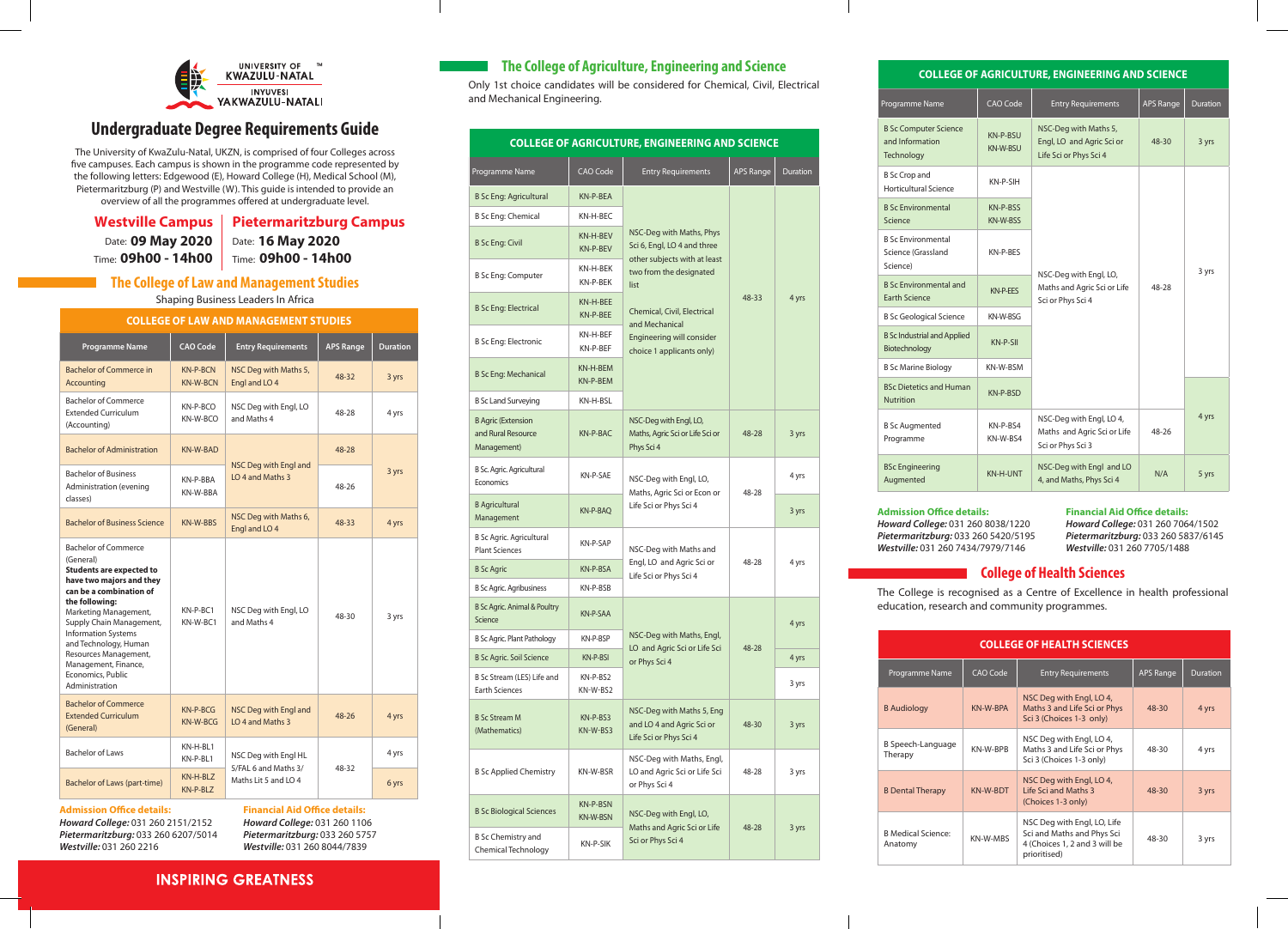UNIVERSITY OF KWAZULU-NATAL
INYUVESI YAKWAZULU-NATALI

# Undergraduate Degree Requirements Guide

The University of KwaZulu-Natal, UKZN, is comprised of four Colleges across five campuses. Each campus is shown in the programme code represented by the following letters: Edgewood (E), Howard College (H), Medical School (M), Pietermaritzburg (P) and Westville (W). This guide is intended to provide an overview of all the programmes offered at undergraduate level.

**Westville Campus**
Date: **09 May 2020**
Time: **09h00 - 14h00**

**Pietermaritzburg Campus**
Date: **16 May 2020**
Time: **09h00 - 14h00**

## The College of Law and Management Studies

Shaping Business Leaders In Africa

**COLLEGE OF LAW AND MANAGEMENT STUDIES**

| Programme Name | CAO Code | Entry Requirements | APS Range | Duration |
|---|---|---|---|---|
| Bachelor of Commerce in Accounting | KN-P-BCN KN-W-BCN | NSC Deg with Maths 5, Engl and LO 4 | 48-32 | 3 yrs |
| Bachelor of Commerce Extended Curriculum (Accounting) | KN-P-BCO KN-W-BCO | NSC Deg with Engl, LO and Maths 4 | 48-28 | 4 yrs |
| Bachelor of Administration | KN-W-BAD | NSC Deg with Engl and LO 4 and Maths 3 | 48-28 | 3 yrs |
| Bachelor of Business Administration (evening classes) | KN-P-BBA KN-W-BBA | | 48-26 | |
| Bachelor of Business Science | KN-W-BBS | NSC Deg with Maths 6, Engl and LO 4 | 48-33 | 4 yrs |
| Bachelor of Commerce (General) **Students are expected to have two majors and they can be a combination of the following:** Marketing Management, Supply Chain Management, Information Systems and Technology, Human Resources Management, Management, Finance, Economics, Public Administration | KN-P-BC1 KN-W-BC1 | NSC Deg with Engl, LO and Maths 4 | 48-30 | 3 yrs |
| Bachelor of Commerce Extended Curriculum (General) | KN-P-BCG KN-W-BCG | NSC Deg with Engl and LO 4 and Maths 3 | 48-26 | 4 yrs |
| Bachelor of Laws | KN-H-BL1 KN-P-BL1 | NSC Deg with Engl HL 5/FAL 6 and Maths 3/ Maths Lit 5 and LO 4 | 48-32 | 4 yrs |
| Bachelor of Laws (part-time) | KN-H-BLZ KN-P-BLZ | | | 6 yrs |

**Admission Office details:**
***Howard College:*** *031 260 2151/2152*
***Pietermaritzburg:*** *033 260 6207/5014*
***Westville:*** *031 260 2216*

**Financial Aid Office details:**
***Howard College:*** *031 260 1106*
***Pietermaritzburg:*** *033 260 5757*
***Westville:*** *031 260 8044/7839*

**INSPIRING GREATNESS**

## The College of Agriculture, Engineering and Science

Only 1st choice candidates will be considered for Chemical, Civil, Electrical and Mechanical Engineering.

**COLLEGE OF AGRICULTURE, ENGINEERING AND SCIENCE**

| Programme Name | CAO Code | Entry Requirements | APS Range | Duration |
|---|---|---|---|---|
| B Sc Eng: Agricultural | KN-P-BEA | NSC-Deg with Maths, Phys Sci 6, Engl, LO 4 and three other subjects with at least two from the designated list. Chemical, Civil, Electrical and Mechanical Engineering will consider choice 1 applicants only) | 48-33 | 4 yrs |
| B Sc Eng: Chemical | KN-H-BEC | | | |
| B Sc Eng: Civil | KN-H-BEV KN-P-BEV | | | |
| B Sc Eng: Computer | KN-H-BEK KN-P-BEK | | | |
| B Sc Eng: Electrical | KN-H-BEE KN-P-BEE | | | |
| B Sc Eng: Electronic | KN-H-BEF KN-P-BEF | | | |
| B Sc Eng: Mechanical | KN-H-BEM KN-P-BEM | | | |
| B Sc Land Surveying | KN-H-BSL | | | |
| B Agric (Extension and Rural Resource Management) | KN-P-BAC | NSC-Deg with Engl, LO, Maths, Agric Sci or Life Sci or Phys Sci 4 | 48-28 | 3 yrs |
| B Sc. Agric. Agricultural Economics | KN-P-SAE | NSC-Deg with Engl, LO, Maths, Agric Sci or Econ or Life Sci or Phys Sci 4 | 48-28 | 4 yrs |
| B Agricultural Management | KN-P-BAQ | | | 3 yrs |
| B Sc. Agric. Agricultural Plant Sciences | KN-P-SAP | NSC-Deg with Maths and Engl, LO and Agric Sci or Life Sci or Phys Sci 4 | 48-28 | 4 yrs |
| B Sc Agric | KN-P-BSA | | | |
| B Sc Agric. Agribusiness | KN-P-BSB | | | |
| B Sc Agric. Animal & Poultry Science | KN-P-SAA | NSC-Deg with Maths, Engl, LO and Agric Sci or Life Sci or Phys Sci 4 | 48-28 | 4 yrs |
| B Sc Agric. Plant Pathology | KN-P-BSP | | | |
| B Sc Agric. Soil Science | KN-P-BSI | | | 4 yrs |
| B Sc Stream (LES) Life and Earth Sciences | KN-P-BS2 KN-W-BS2 | | | 3 yrs |
| B Sc Stream M (Mathematics) | KN-P-BS3 KN-W-BS3 | NSC-Deg with Maths 5, Eng and LO 4 and Agric Sci or Life Sci or Phys Sci 4 | 48-30 | 3 yrs |
| B Sc Applied Chemistry | KN-W-BSR | NSC-Deg with Maths, Engl, LO and Agric Sci or Life Sci or Phys Sci 4 | 48-28 | 3 yrs |
| B Sc Biological Sciences | KN-P-BSN KN-W-BSN | NSC-Deg with Engl, LO, Maths and Agric Sci or Life Sci or Phys Sci 4 | 48-28 | 3 yrs |
| B Sc Chemistry and Chemical Technology | KN-P-SIK | | | |

**COLLEGE OF AGRICULTURE, ENGINEERING AND SCIENCE**

| Programme Name | CAO Code | Entry Requirements | APS Range | Duration |
|---|---|---|---|---|
| B Sc Computer Science and Information Technology | KN-P-BSU KN-W-BSU | NSC-Deg with Maths 5, Engl, LO and Agric Sci or Life Sci or Phys Sci 4 | 48-30 | 3 yrs |
| B Sc Crop and Horticultural Science | KN-P-SIH | NSC-Deg with Engl, LO, Maths and Agric Sci or Life Sci or Phys Sci 4 | 48-28 | 3 yrs |
| B Sc Environmental Science | KN-P-BSS KN-W-BSS | | | |
| B Sc Environmental Science (Grassland Science) | KN-P-BES | | | |
| B Sc Environmental and Earth Science | KN-P-EES | | | |
| B Sc Geological Science | KN-W-BSG | | | |
| B Sc Industrial and Applied Biotechnology | KN-P-SII | | | |
| B Sc Marine Biology | KN-W-BSM | | | |
| BSc Dietetics and Human Nutrition | KN-P-BSD | | | 4 yrs |
| B Sc Augmented Programme | KN-P-BS4 KN-W-BS4 | NSC-Deg with Engl, LO 4, Maths and Agric Sci or Life Sci or Phys Sci 3 | 48-26 | |
| BSc Engineering Augmented | KN-H-UNT | NSC-Deg with Engl and LO 4, and Maths, Phys Sci 4 | N/A | 5 yrs |

**Admission Office details:**
***Howard College:*** *031 260 8038/1220*
***Pietermaritzburg:*** *033 260 5420/5195*
***Westville:*** *031 260 7434/7979/7146*

**Financial Aid Office details:**
***Howard College:*** *031 260 7064/1502*
***Pietermaritzburg:*** *033 260 5837/6145*
***Westville:*** *031 260 7705/1488*

## College of Health Sciences

The College is recognised as a Centre of Excellence in health professional education, research and community programmes.

**COLLEGE OF HEALTH SCIENCES**

| Programme Name | CAO Code | Entry Requirements | APS Range | Duration |
|---|---|---|---|---|
| B Audiology | KN-W-BPA | NSC Deg with Engl, LO 4, Maths 3 and Life Sci or Phys Sci 3 (Choices 1-3 only) | 48-30 | 4 yrs |
| B Speech-Language Therapy | KN-W-BPB | NSC Deg with Engl, LO 4, Maths 3 and Life Sci or Phys Sci 3 (Choices 1-3 only) | 48-30 | 4 yrs |
| B Dental Therapy | KN-W-BDT | NSC Deg with Engl, LO 4, Life Sci and Maths 3 (Choices 1-3 only) | 48-30 | 3 yrs |
| B Medical Science: Anatomy | KN-W-MBS | NSC Deg with Engl, LO, Life Sci and Maths and Phys Sci 4 (Choices 1, 2 and 3 will be prioritised) | 48-30 | 3 yrs |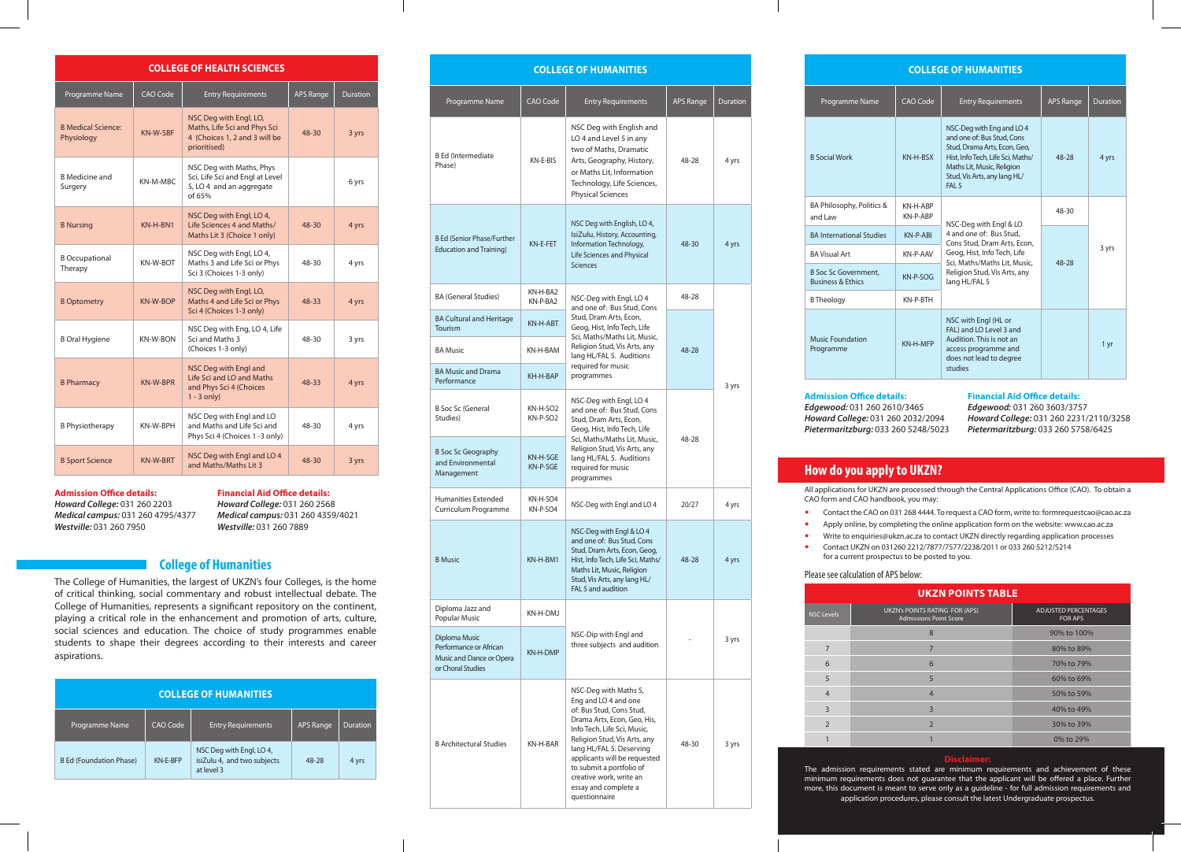## COLLEGE OF HEALTH SCIENCES

| Programme Name | CAO Code | Entry Requirements | APS Range | Duration |
|---|---|---|---|---|
| B Medical Science: Physiology | KN-W-SBF | NSC Deg with Engl, LO, Maths, Life Sci and Phys Sci 4 (Choices 1, 2 and 3 will be prioritised) | 48-30 | 3 yrs |
| B Medicine and Surgery | KN-M-MBC | NSC Deg with Maths, Phys Sci, Life Sci and Engl at Level 5, LO 4 and an aggregate of 65% | | 6 yrs |
| B Nursing | KN-H-BN1 | NSC Deg with Engl, LO 4, Life Sciences 4 and Maths/ Maths Lit 3 (Choice 1 only) | 48-30 | 4 yrs |
| B Occupational Therapy | KN-W-BOT | NSC Deg with Engl, LO 4, Maths 3 and Life Sci or Phys Sci 3 (Choices 1-3 only) | 48-30 | 4 yrs |
| B Optometry | KN-W-BOP | NSC Deg with Engl, LO, Maths 4 and Life Sci or Phys Sci 4 (Choices 1-3 only) | 48-33 | 4 yrs |
| B Oral Hygiene | KN-W-BON | NSC Deg with Eng, LO 4, Life Sci and Maths 3 (Choices 1-3 only) | 48-30 | 3 yrs |
| B Pharmacy | KN-W-BPR | NSC Deg with Engl and Life Sci and Maths and Phys Sci 4 (Choices 1 - 3 only) | 48-33 | 4 yrs |
| B Physiotherapy | KN-W-BPH | NSC Deg with Engl and LO and Maths and Life Sci and Phys Sci 4 (Choices 1-3 only) | 48-30 | 4 yrs |
| B Sport Science | KN-W-BRT | NSC Deg with Engl and LO 4 and Maths/Maths Lit 3 | 48-30 | 3 yrs |

**Admission Office details:**
***Howard College:*** 031 260 2203
***Medical campus:*** 031 260 4795/4377
***Westville:*** 031 260 7950

**Financial Aid Office details:**
***Howard College:*** 031 260 2568
***Medical campus:*** 031 260 4359/4021
***Westville:*** 031 260 7889

## College of Humanities

The College of Humanities, the largest of UKZN's four Colleges, is the home of critical thinking, social commentary and robust intellectual debate. The College of Humanities, represents a significant repository on the continent, playing a critical role in the enhancement and promotion of arts, culture, social sciences and education. The choice of study programmes enable students to shape their degrees according to their interests and career aspirations.

## COLLEGE OF HUMANITIES

| Programme Name | CAO Code | Entry Requirements | APS Range | Duration |
|---|---|---|---|---|
| B Ed (Foundation Phase) | KN-E-BFP | NSC Deg with Engl, LO 4, isiZulu 4, and two subjects at level 3 | 48-28 | 4 yrs |
| B Ed (Intermediate Phase) | KN-E-BIS | NSC Deg with English and LO 4 and Level 5 in any two of Maths, Dramatic Arts, Geography, History, or Maths Lit, Information Technology, Life Sciences, Physical Sciences | 48-28 | 4 yrs |
| B Ed (Senior Phase/Further Education and Training) | KN-E-FET | NSC Deg with English, LO 4, IsiZulu, History, Accounting, Information Technology, Life Sciences and Physical Sciences | 48-30 | 4 yrs |
| BA (General Studies) | KN-H-BA2 KN-P-BA2 | NSC-Deg with Engl, LO 4 and one of: Bus Stud, Cons Stud, Dram Arts, Econ, Geog, Hist, Info Tech, Life Sci, Maths/Maths Lit, Music, Religion Stud, Vis Arts, any lang HL/FAL 5. Auditions required for music programmes | 48-28 | 3 yrs |
| BA Cultural and Heritage Tourism | KN-H-ABT | | 48-28 | 3 yrs |
| BA Music | KN-H-BAM | | 48-28 | 3 yrs |
| BA Music and Drama Performance | KH-H-BAP | | 48-28 | 3 yrs |
| B Soc Sc (General Studies) | KN-H-SO2 KN-P-SO2 | NSC-Deg with Engl, LO 4 and one of: Bus Stud, Cons Stud, Dram Arts, Econ, Geog, Hist, Info Tech, Life Sci, Maths/Maths Lit, Music, Religion Stud, Vis Arts, any lang HL/FAL 5. Auditions required for music programmes | 48-28 | 3 yrs |
| B Soc Sc Geography and Environmental Management | KN-H-SGE KN-P-SGE | | 48-28 | 3 yrs |
| Humanities Extended Curriculum Programme | KN-H-SO4 KN-P-SO4 | NSC-Deg with Engl and LO 4 | 20/27 | 4 yrs |
| B Music | KN-H-BM1 | NSC-Deg with Engl & LO 4 and one of: Bus Stud, Cons Stud, Dram Arts, Econ, Geog, Hist, Info Tech, Life Sci, Maths/ Maths Lit, Music, Religion Stud, Vis Arts, any lang HL/ FAL 5 and audition | 48-28 | 4 yrs |
| Diploma Jazz and Popular Music | KN-H-DMJ | NSC-Dip with Engl and three subjects and audition | - | 3 yrs |
| Diploma Music Performance or African Music and Dance or Opera or Choral Studies | KN-H-DMP | | - | 3 yrs |
| B Architectural Studies | KN-H-BAR | NSC-Deg with Maths 5, Eng and LO 4 and one of: Bus Stud, Cons Stud, Drama Arts, Econ, Geo, His, Info Tech, Life Sci, Music, Religion Stud, Vis Arts, any lang HL/FAL 5. Deserving applicants will be requested to submit a portfolio of creative work, write an essay and complete a questionnaire | 48-30 | 3 yrs |
| B Social Work | KN-H-BSX | NSC-Deg with Eng and LO 4 and one of: Bus Stud, Cons Stud, Drama Arts, Econ, Geo, Hist, Info Tech, Life Sci, Maths/ Maths Lit, Music, Religion Stud, Vis Arts, any lang HL/ FAL 5 | 48-28 | 4 yrs |
| BA Philosophy, Politics & and Law | KN-H-ABP KN-P-ABP | NSC-Deg with Engl & LO 4 and one of: Bus Stud, Cons Stud, Dram Arts, Econ, Geog, Hist, Info Tech, Life Sci, Maths/Maths Lit, Music, Religion Stud, Vis Arts, any lang HL/FAL 5 | 48-30 | 3 yrs |
| BA International Studies | KN-P-ABI | | 48-28 | 3 yrs |
| BA Visual Art | KN-P-AAV | | 48-28 | 3 yrs |
| B Soc Sc Government, Business & Ethics | KN-P-SOG | | 48-28 | 3 yrs |
| B Theology | KN-P-BTH | | 48-28 | 3 yrs |
| Music Foundation Programme | KN-H-MFP | NSC with Engl (HL or FAL) and LO Level 3 and Audition. This is not an access programme and does not lead to degree studies | | 1 yr |

**Admission Office details:**
***Edgewood:*** 031 260 2610/3465
***Howard College:*** 031 260 2032/2094
***Pietermaritzburg:*** 033 260 5248/5023

**Financial Aid Office details:**
***Edgewood:*** 031 260 3603/3757
***Howard College:*** 031 260 2231/2110/3258
***Pietermaritzburg:*** 033 260 5758/6425

## How do you apply to UKZN?

All applications for UKZN are processed through the Central Applications Office (CAO). To obtain a CAO form and CAO handbook, you may:

- Contact the CAO on 031 268 4444. To request a CAO form, write to: formrequestcao@cao.ac.za
- Apply online, by completing the online application form on the website: www.cao.ac.za
- Write to enquiries@ukzn.ac.za to contact UKZN directly regarding application processes
- Contact UKZN on 031260 2212/7877/7577/2238/2011 or 033 260 5212/5214 for a current prospectus to be posted to you.

Please see calculation of APS below:

## UKZN POINTS TABLE

| NSC Levels | UKZN's POINTS RATING FOR (APS) Admissions Point Score | ADJUSTED PERCENTAGES FOR APS |
|---|---|---|
| | 8 | 90% to 100% |
| 7 | 7 | 80% to 89% |
| 6 | 6 | 70% to 79% |
| 5 | 5 | 60% to 69% |
| 4 | 4 | 50% to 59% |
| 3 | 3 | 40% to 49% |
| 2 | 2 | 30% to 39% |
| 1 | 1 | 0% to 29% |

**Disclaimer:**
The admission requirements stated are minimum requirements and achievement of these minimum requirements does not guarantee that the applicant will be offered a place. Further more, this document is meant to serve only as a guideline - for full admission requirements and application procedures, please consult the latest Undergraduate prospectus.